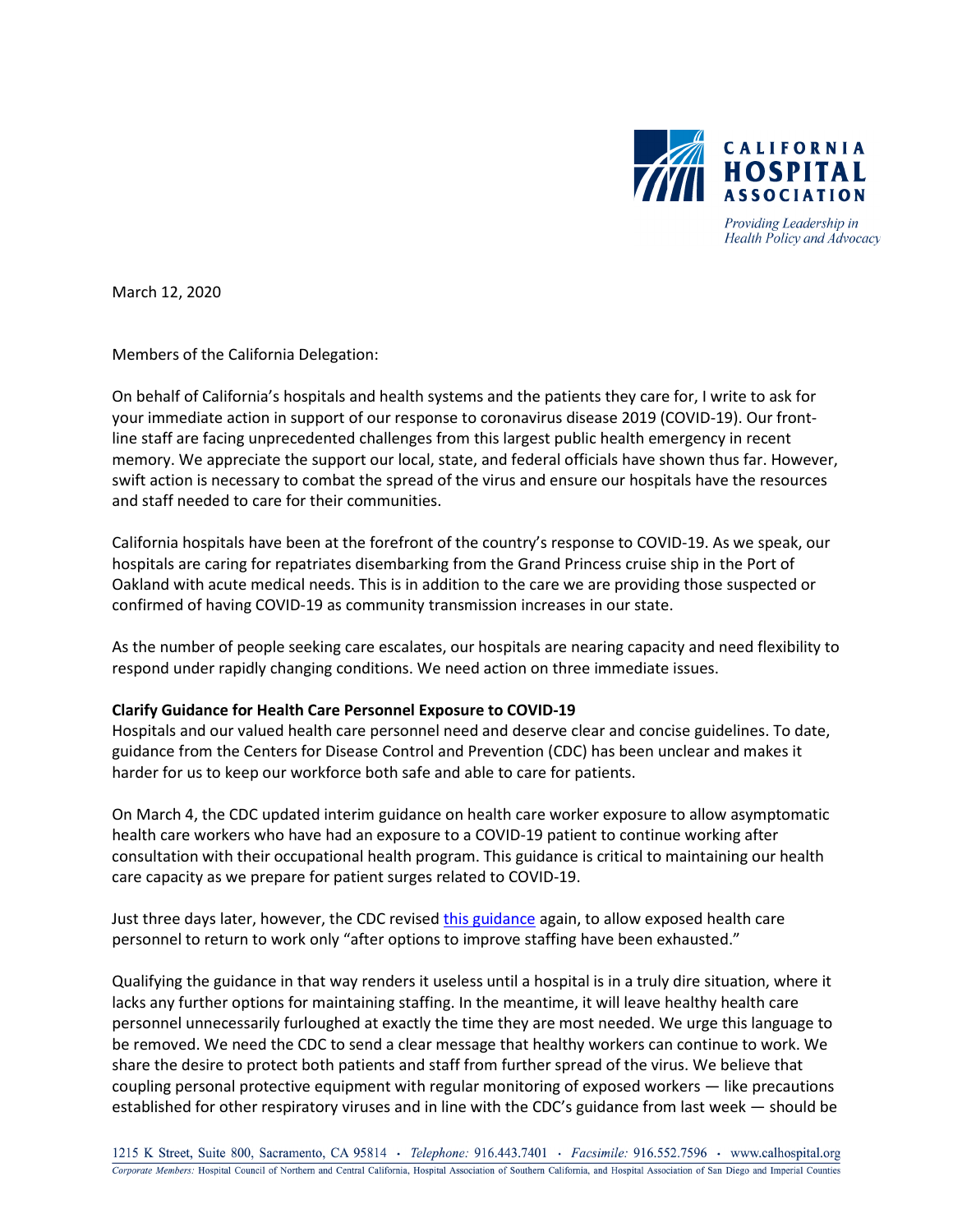CALIFORNIA HOSPITAL ASSOCIATION

*Providing Leadership in Health Policy and Advocacy*

March 12, 2020

Members of the California Delegation:

On behalf of California's hospitals and health systems and the patients they care for, I write to ask for your immediate action in support of our response to coronavirus disease 2019 (COVID-19). Our front-line staff are facing unprecedented challenges from this largest public health emergency in recent memory. We appreciate the support our local, state, and federal officials have shown thus far. However, swift action is necessary to combat the spread of the virus and ensure our hospitals have the resources and staff needed to care for their communities.

California hospitals have been at the forefront of the country's response to COVID-19. As we speak, our hospitals are caring for repatriates disembarking from the Grand Princess cruise ship in the Port of Oakland with acute medical needs. This is in addition to the care we are providing those suspected or confirmed of having COVID-19 as community transmission increases in our state.

As the number of people seeking care escalates, our hospitals are nearing capacity and need flexibility to respond under rapidly changing conditions. We need action on three immediate issues.

**Clarify Guidance for Health Care Personnel Exposure to COVID-19**

Hospitals and our valued health care personnel need and deserve clear and concise guidelines. To date, guidance from the Centers for Disease Control and Prevention (CDC) has been unclear and makes it harder for us to keep our workforce both safe and able to care for patients.

On March 4, the CDC updated interim guidance on health care worker exposure to allow asymptomatic health care workers who have had an exposure to a COVID-19 patient to continue working after consultation with their occupational health program. This guidance is critical to maintaining our health care capacity as we prepare for patient surges related to COVID-19.

Just three days later, however, the CDC revised this guidance again, to allow exposed health care personnel to return to work only "after options to improve staffing have been exhausted."

Qualifying the guidance in that way renders it useless until a hospital is in a truly dire situation, where it lacks any further options for maintaining staffing. In the meantime, it will leave healthy health care personnel unnecessarily furloughed at exactly the time they are most needed. We urge this language to be removed. We need the CDC to send a clear message that healthy workers can continue to work. We share the desire to protect both patients and staff from further spread of the virus. We believe that coupling personal protective equipment with regular monitoring of exposed workers — like precautions established for other respiratory viruses and in line with the CDC's guidance from last week — should be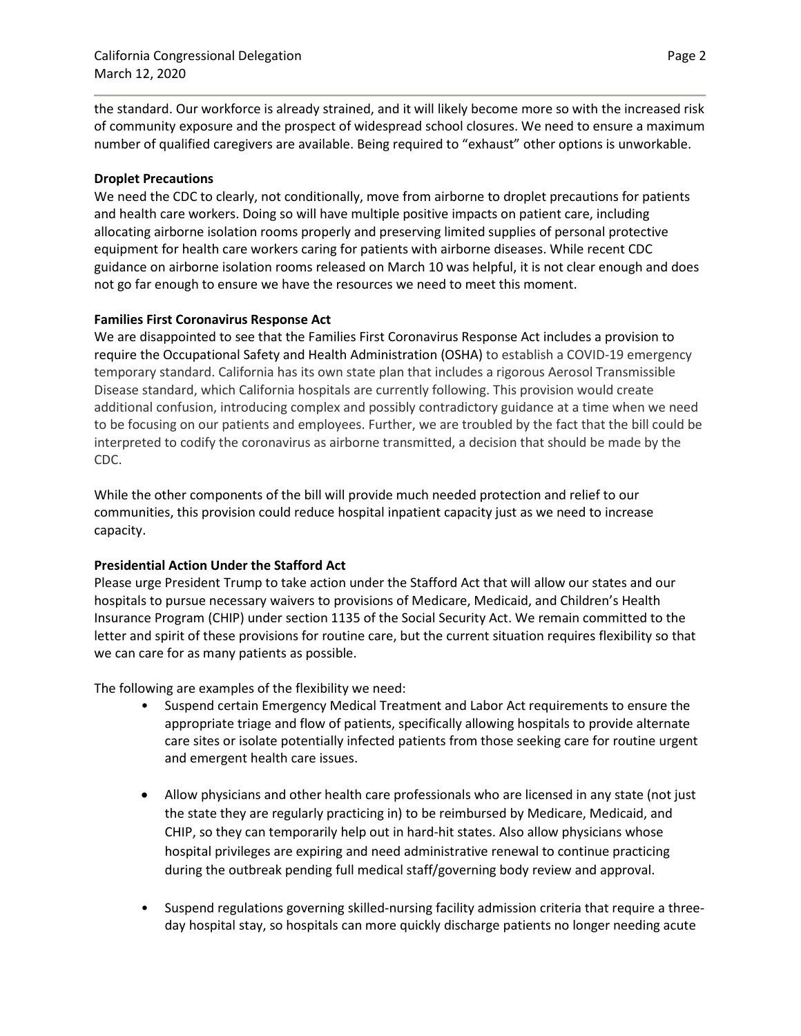the standard. Our workforce is already strained, and it will likely become more so with the increased risk of community exposure and the prospect of widespread school closures. We need to ensure a maximum number of qualified caregivers are available. Being required to "exhaust" other options is unworkable.

**Droplet Precautions**

We need the CDC to clearly, not conditionally, move from airborne to droplet precautions for patients and health care workers. Doing so will have multiple positive impacts on patient care, including allocating airborne isolation rooms properly and preserving limited supplies of personal protective equipment for health care workers caring for patients with airborne diseases. While recent CDC guidance on airborne isolation rooms released on March 10 was helpful, it is not clear enough and does not go far enough to ensure we have the resources we need to meet this moment.

**Families First Coronavirus Response Act**

We are disappointed to see that the Families First Coronavirus Response Act includes a provision to require the Occupational Safety and Health Administration (OSHA) to establish a COVID-19 emergency temporary standard. California has its own state plan that includes a rigorous Aerosol Transmissible Disease standard, which California hospitals are currently following. This provision would create additional confusion, introducing complex and possibly contradictory guidance at a time when we need to be focusing on our patients and employees. Further, we are troubled by the fact that the bill could be interpreted to codify the coronavirus as airborne transmitted, a decision that should be made by the CDC.

While the other components of the bill will provide much needed protection and relief to our communities, this provision could reduce hospital inpatient capacity just as we need to increase capacity.

**Presidential Action Under the Stafford Act**

Please urge President Trump to take action under the Stafford Act that will allow our states and our hospitals to pursue necessary waivers to provisions of Medicare, Medicaid, and Children's Health Insurance Program (CHIP) under section 1135 of the Social Security Act. We remain committed to the letter and spirit of these provisions for routine care, but the current situation requires flexibility so that we can care for as many patients as possible.

The following are examples of the flexibility we need:

- Suspend certain Emergency Medical Treatment and Labor Act requirements to ensure the appropriate triage and flow of patients, specifically allowing hospitals to provide alternate care sites or isolate potentially infected patients from those seeking care for routine urgent and emergent health care issues.
- Allow physicians and other health care professionals who are licensed in any state (not just the state they are regularly practicing in) to be reimbursed by Medicare, Medicaid, and CHIP, so they can temporarily help out in hard-hit states. Also allow physicians whose hospital privileges are expiring and need administrative renewal to continue practicing during the outbreak pending full medical staff/governing body review and approval.
- Suspend regulations governing skilled-nursing facility admission criteria that require a three-day hospital stay, so hospitals can more quickly discharge patients no longer needing acute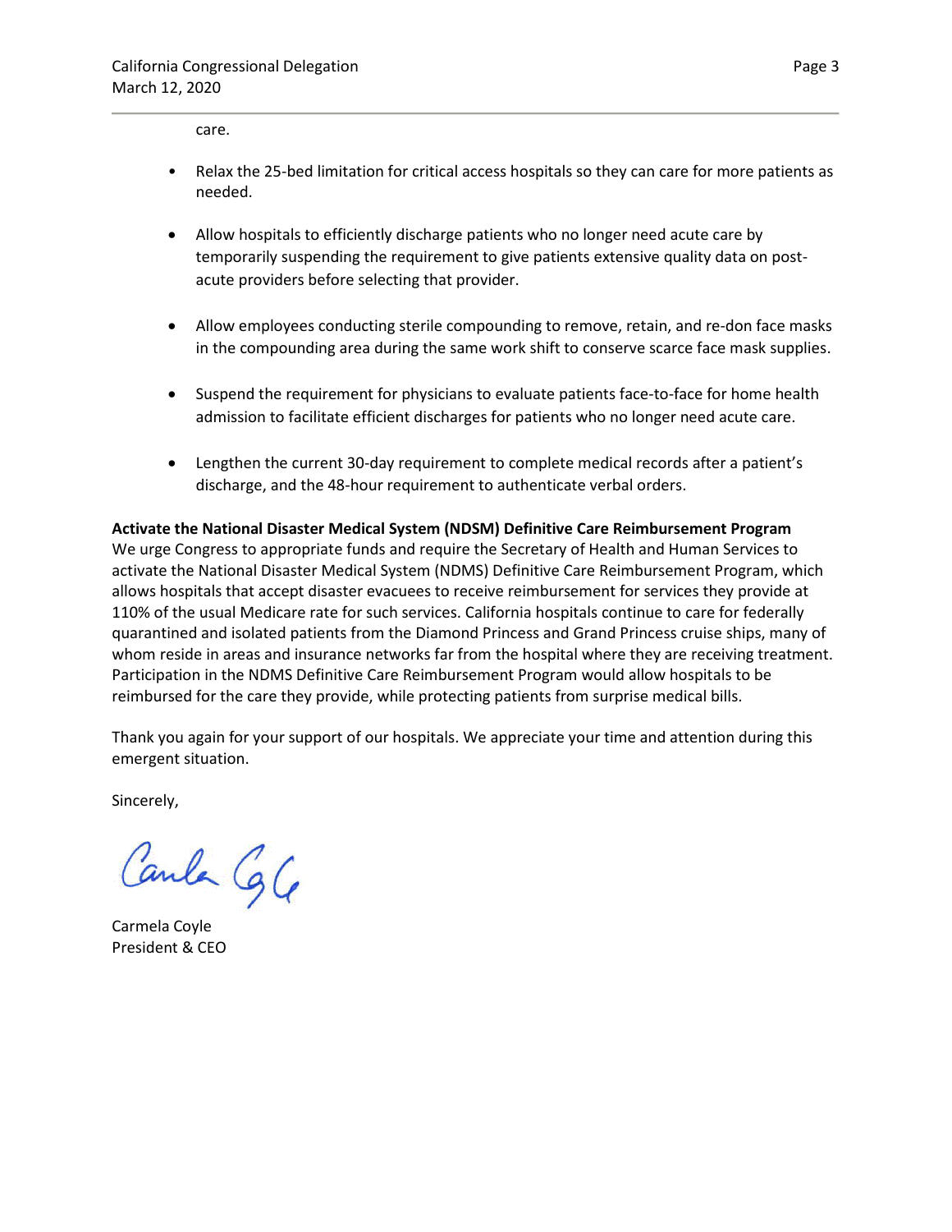care.

- Relax the 25-bed limitation for critical access hospitals so they can care for more patients as needed.

- Allow hospitals to efficiently discharge patients who no longer need acute care by temporarily suspending the requirement to give patients extensive quality data on post-acute providers before selecting that provider.

- Allow employees conducting sterile compounding to remove, retain, and re-don face masks in the compounding area during the same work shift to conserve scarce face mask supplies.

- Suspend the requirement for physicians to evaluate patients face-to-face for home health admission to facilitate efficient discharges for patients who no longer need acute care.

- Lengthen the current 30-day requirement to complete medical records after a patient's discharge, and the 48-hour requirement to authenticate verbal orders.

**Activate the National Disaster Medical System (NDSM) Definitive Care Reimbursement Program**

We urge Congress to appropriate funds and require the Secretary of Health and Human Services to activate the National Disaster Medical System (NDMS) Definitive Care Reimbursement Program, which allows hospitals that accept disaster evacuees to receive reimbursement for services they provide at 110% of the usual Medicare rate for such services. California hospitals continue to care for federally quarantined and isolated patients from the Diamond Princess and Grand Princess cruise ships, many of whom reside in areas and insurance networks far from the hospital where they are receiving treatment. Participation in the NDMS Definitive Care Reimbursement Program would allow hospitals to be reimbursed for the care they provide, while protecting patients from surprise medical bills.

Thank you again for your support of our hospitals. We appreciate your time and attention during this emergent situation.

Sincerely,

Carmela Coyle
President & CEO